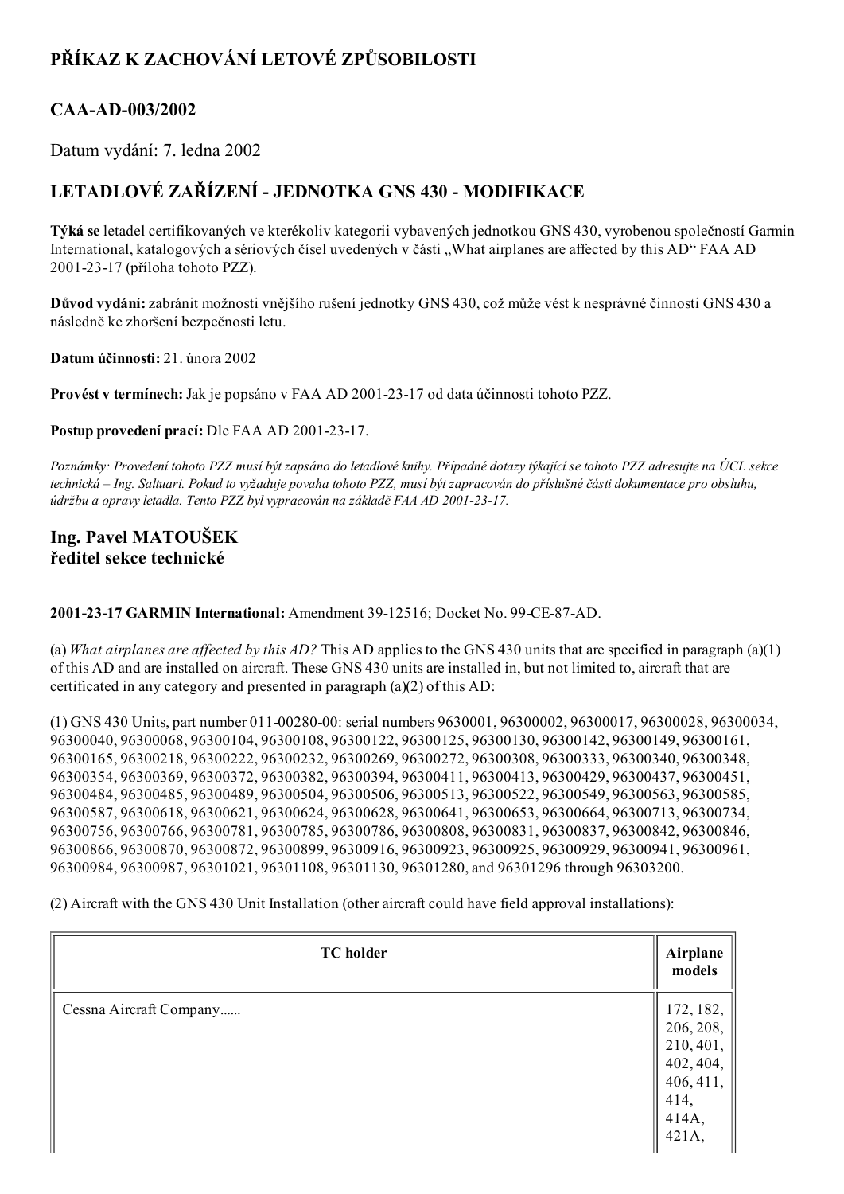## PŘÍKAZ K ZACHOVÁNÍ LETOVÉ ZPŮSOBILOSTI

## CAA-AD-003/2002

Datum vydání: 7. ledna 2002

## LETADLOVÉ ZAŘÍZENÍ - JEDNOTKA GNS 430 - MODIFIKACE

**Týká se** letadel certifikovaných ve kterékoliv kategorii vybavených jednotkou GNS 430, vyrobenou společností Garmin International, katalogových a sériových čísel uvedených v části „What airplanes are affected by this AD" FAA AD 2001-23-17 (příloha tohoto PZZ).

**Důvod vydání:** zabránit možnosti vnějšího rušení jednotky GNS 430, což může vést k nesprávné činnosti GNS 430 a následně ke zhoršení bezpečnosti letu.

**Datum účinnosti:** 21. února 2002

**Provést v termínech:** Jak je popsáno v FAA AD 2001-23-17 od data účinnosti tohoto PZZ.

**Postup provedení prací:** Dle FAA AD 2001-23-17.

*Poznámky: Provedení tohoto PZZ musí být zapsáno do letadlové knihy. Případné dotazy týkající se tohoto PZZ adresujte na ÚCL sekce technická – Ing. Saltuari. Pokud to vyžaduje povaha tohoto PZZ, musí být zapracován do příslušné části dokumentace pro obsluhu, údržbu a opravy letadla. Tento PZZ byl vypracován na základě FAA AD 2001-23-17.*

### Ing. Pavel MATOUŠEK
### ředitel sekce technické

**2001-23-17 GARMIN International:** Amendment 39-12516; Docket No. 99-CE-87-AD.

(a) *What airplanes are affected by this AD?* This AD applies to the GNS 430 units that are specified in paragraph (a)(1) of this AD and are installed on aircraft. These GNS 430 units are installed in, but not limited to, aircraft that are certificated in any category and presented in paragraph (a)(2) of this AD:

(1) GNS 430 Units, part number 011-00280-00: serial numbers 9630001, 96300002, 96300017, 96300028, 96300034, 96300040, 96300068, 96300104, 96300108, 96300122, 96300125, 96300130, 96300142, 96300149, 96300161, 96300165, 96300218, 96300222, 96300232, 96300269, 96300272, 96300308, 96300333, 96300340, 96300348, 96300354, 96300369, 96300372, 96300382, 96300394, 96300411, 96300413, 96300429, 96300437, 96300451, 96300484, 96300485, 96300489, 96300504, 96300506, 96300513, 96300522, 96300549, 96300563, 96300585, 96300587, 96300618, 96300621, 96300624, 96300628, 96300641, 96300653, 96300664, 96300713, 96300734, 96300756, 96300766, 96300781, 96300785, 96300786, 96300808, 96300831, 96300837, 96300842, 96300846, 96300866, 96300870, 96300872, 96300899, 96300916, 96300923, 96300925, 96300929, 96300941, 96300961, 96300984, 96300987, 96301021, 96301108, 96301130, 96301280, and 96301296 through 96303200.

(2) Aircraft with the GNS 430 Unit Installation (other aircraft could have field approval installations):

| TC holder | Airplane models |
|---|---|
| Cessna Aircraft Company...... | 172, 182, 206, 208, 210, 401, 402, 404, 406, 411, 414, 414A, 421A, |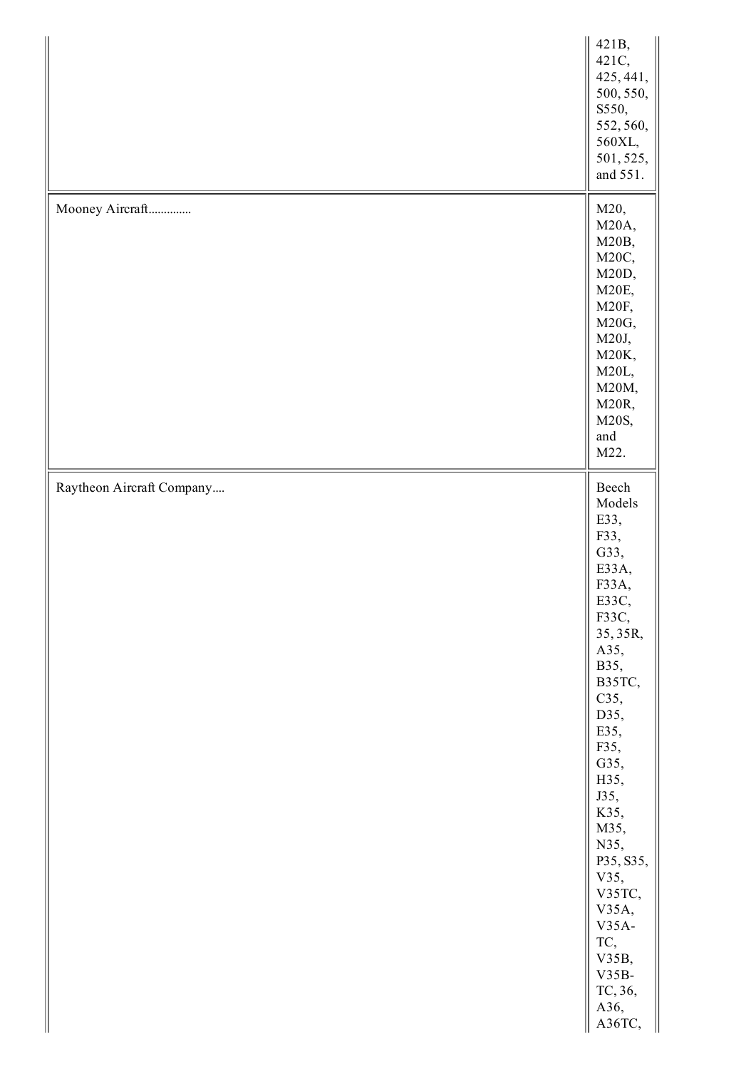| | |
|---|---|
| | 421B, 421C, 425, 441, 500, 550, S550, 552, 560, 560XL, 501, 525, and 551. |
| Mooney Aircraft.............. | M20, M20A, M20B, M20C, M20D, M20E, M20F, M20G, M20J, M20K, M20L, M20M, M20R, M20S, and M22. |
| Raytheon Aircraft Company.... | Beech Models E33, F33, G33, E33A, F33A, E33C, F33C, 35, 35R, A35, B35, B35TC, C35, D35, E35, F35, G35, H35, J35, K35, M35, N35, P35, S35, V35, V35TC, V35A, V35A-TC, V35B, V35B-TC, 36, A36, A36TC, |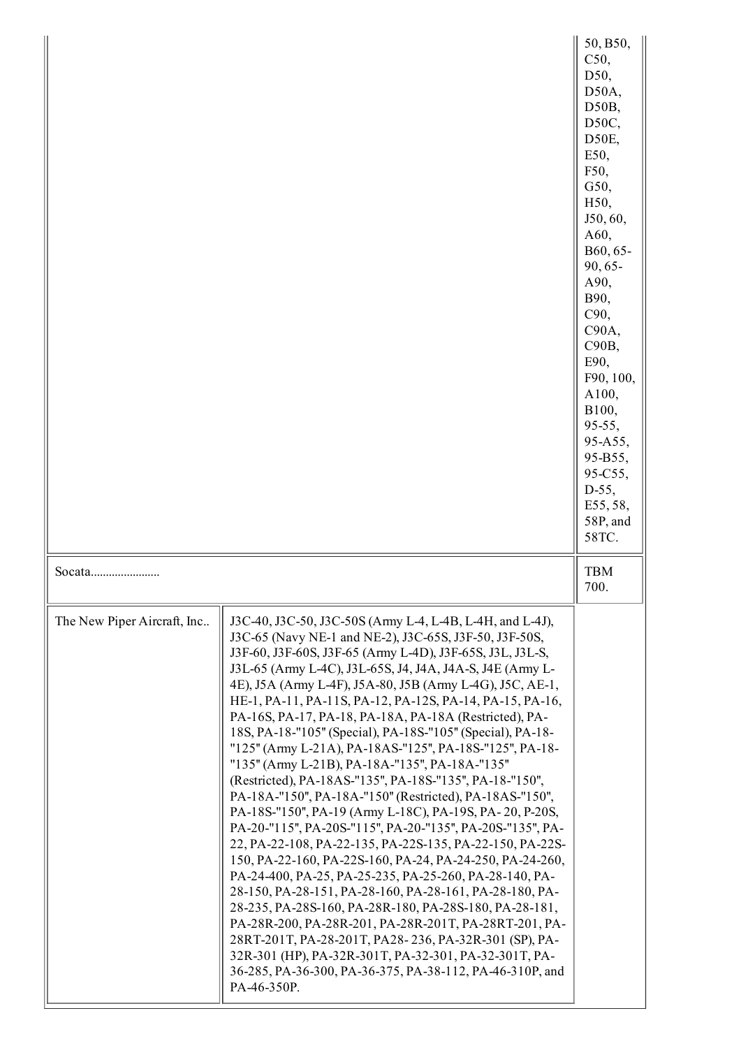| | | |
|---|---|---|
| | | 50, B50, C50, D50, D50A, D50B, D50C, D50E, E50, F50, G50, H50, J50, 60, A60, B60, 65-90, 65-A90, B90, C90, C90A, C90B, E90, F90, 100, A100, B100, 95-55, 95-A55, 95-B55, 95-C55, D-55, E55, 58, 58P, and 58TC. |
| Socata...................... | | TBM 700. |
| The New Piper Aircraft, Inc.. | J3C-40, J3C-50, J3C-50S (Army L-4, L-4B, L-4H, and L-4J), J3C-65 (Navy NE-1 and NE-2), J3C-65S, J3F-50, J3F-50S, J3F-60, J3F-60S, J3F-65 (Army L-4D), J3F-65S, J3L, J3L-S, J3L-65 (Army L-4C), J3L-65S, J4, J4A, J4A-S, J4E (Army L-4E), J5A (Army L-4F), J5A-80, J5B (Army L-4G), J5C, AE-1, HE-1, PA-11, PA-11S, PA-12, PA-12S, PA-14, PA-15, PA-16, PA-16S, PA-17, PA-18, PA-18A, PA-18A (Restricted), PA-18S, PA-18-"105" (Special), PA-18S-"105" (Special), PA-18-"125" (Army L-21A), PA-18AS-"125", PA-18S-"125", PA-18-"135" (Army L-21B), PA-18A-"135", PA-18A-"135" (Restricted), PA-18AS-"135", PA-18S-"135", PA-18-"150", PA-18A-"150", PA-18A-"150" (Restricted), PA-18AS-"150", PA-18S-"150", PA-19 (Army L-18C), PA-19S, PA- 20, P-20S, PA-20-"115", PA-20S-"115", PA-20-"135", PA-20S-"135", PA-22, PA-22-108, PA-22-135, PA-22S-135, PA-22-150, PA-22S-150, PA-22-160, PA-22S-160, PA-24, PA-24-250, PA-24-260, PA-24-400, PA-25, PA-25-235, PA-25-260, PA-28-140, PA-28-150, PA-28-151, PA-28-160, PA-28-161, PA-28-180, PA-28-235, PA-28S-160, PA-28R-180, PA-28S-180, PA-28-181, PA-28R-200, PA-28R-201, PA-28R-201T, PA-28RT-201, PA-28RT-201T, PA-28-201T, PA28- 236, PA-32R-301 (SP), PA-32R-301 (HP), PA-32R-301T, PA-32-301, PA-32-301T, PA-36-285, PA-36-300, PA-36-375, PA-38-112, PA-46-310P, and PA-46-350P. | |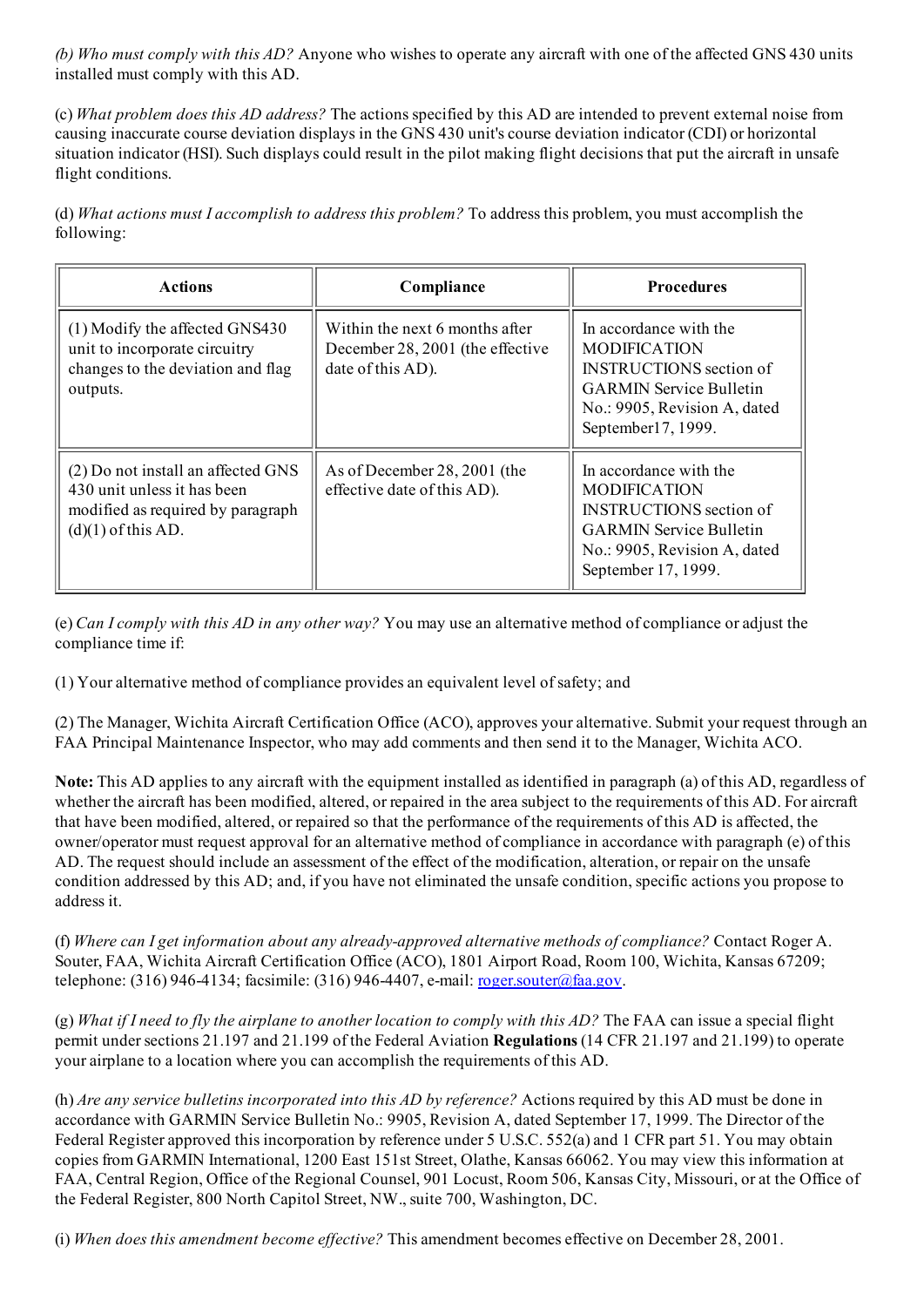*(b) Who must comply with this AD?* Anyone who wishes to operate any aircraft with one of the affected GNS 430 units installed must comply with this AD.

(c) *What problem does this AD address?* The actions specified by this AD are intended to prevent external noise from causing inaccurate course deviation displays in the GNS 430 unit's course deviation indicator (CDI) or horizontal situation indicator (HSI). Such displays could result in the pilot making flight decisions that put the aircraft in unsafe flight conditions.

(d) *What actions must I accomplish to address this problem?* To address this problem, you must accomplish the following:

| Actions | Compliance | Procedures |
| --- | --- | --- |
| (1) Modify the affected GNS430 unit to incorporate circuitry changes to the deviation and flag outputs. | Within the next 6 months after December 28, 2001 (the effective date of this AD). | In accordance with the MODIFICATION INSTRUCTIONS section of GARMIN Service Bulletin No.: 9905, Revision A, dated September17, 1999. |
| (2) Do not install an affected GNS 430 unit unless it has been modified as required by paragraph (d)(1) of this AD. | As of December 28, 2001 (the effective date of this AD). | In accordance with the MODIFICATION INSTRUCTIONS section of GARMIN Service Bulletin No.: 9905, Revision A, dated September 17, 1999. |

(e) *Can I comply with this AD in any other way?* You may use an alternative method of compliance or adjust the compliance time if:

(1) Your alternative method of compliance provides an equivalent level of safety; and

(2) The Manager, Wichita Aircraft Certification Office (ACO), approves your alternative. Submit your request through an FAA Principal Maintenance Inspector, who may add comments and then send it to the Manager, Wichita ACO.

**Note:** This AD applies to any aircraft with the equipment installed as identified in paragraph (a) of this AD, regardless of whether the aircraft has been modified, altered, or repaired in the area subject to the requirements of this AD. For aircraft that have been modified, altered, or repaired so that the performance of the requirements of this AD is affected, the owner/operator must request approval for an alternative method of compliance in accordance with paragraph (e) of this AD. The request should include an assessment of the effect of the modification, alteration, or repair on the unsafe condition addressed by this AD; and, if you have not eliminated the unsafe condition, specific actions you propose to address it.

(f) *Where can I get information about any already-approved alternative methods of compliance?* Contact Roger A. Souter, FAA, Wichita Aircraft Certification Office (ACO), 1801 Airport Road, Room 100, Wichita, Kansas 67209; telephone: (316) 946-4134; facsimile: (316) 946-4407, e-mail: roger.souter@faa.gov.

(g) *What if I need to fly the airplane to another location to comply with this AD?* The FAA can issue a special flight permit under sections 21.197 and 21.199 of the Federal Aviation **Regulations** (14 CFR 21.197 and 21.199) to operate your airplane to a location where you can accomplish the requirements of this AD.

(h) *Are any service bulletins incorporated into this AD by reference?* Actions required by this AD must be done in accordance with GARMIN Service Bulletin No.: 9905, Revision A, dated September 17, 1999. The Director of the Federal Register approved this incorporation by reference under 5 U.S.C. 552(a) and 1 CFR part 51. You may obtain copies from GARMIN International, 1200 East 151st Street, Olathe, Kansas 66062. You may view this information at FAA, Central Region, Office of the Regional Counsel, 901 Locust, Room 506, Kansas City, Missouri, or at the Office of the Federal Register, 800 North Capitol Street, NW., suite 700, Washington, DC.

(i) *When does this amendment become effective?* This amendment becomes effective on December 28, 2001.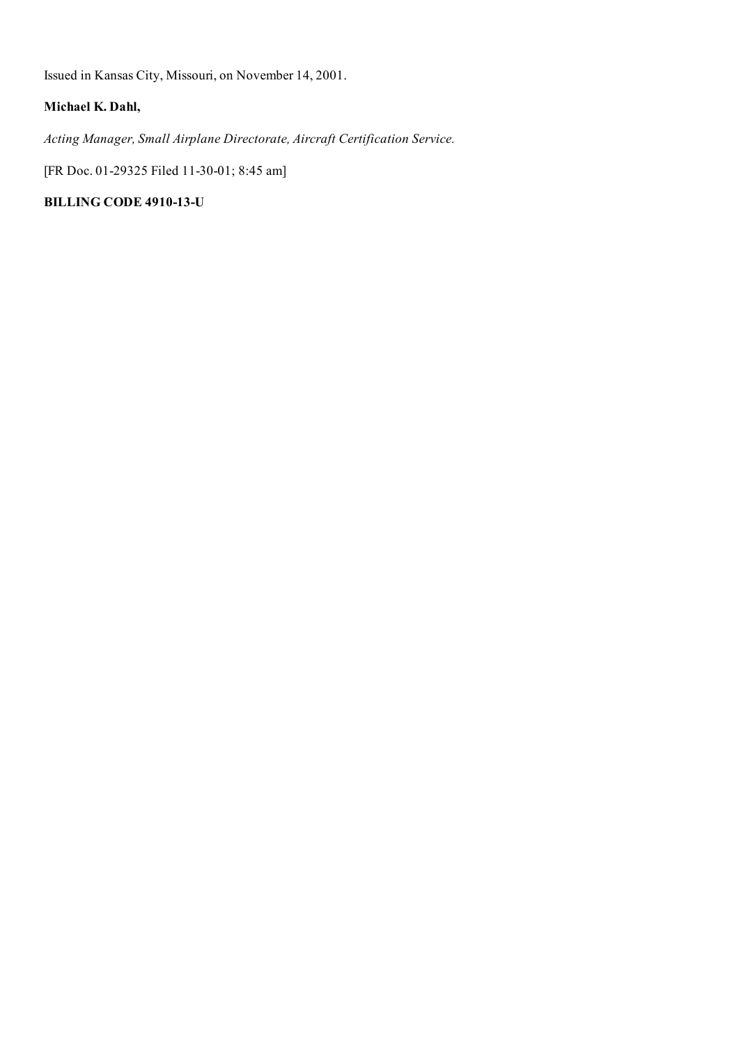Issued in Kansas City, Missouri, on November 14, 2001.

**Michael K. Dahl,**

*Acting Manager, Small Airplane Directorate, Aircraft Certification Service.*

[FR Doc. 01-29325 Filed 11-30-01; 8:45 am]

**BILLING CODE 4910-13-U**